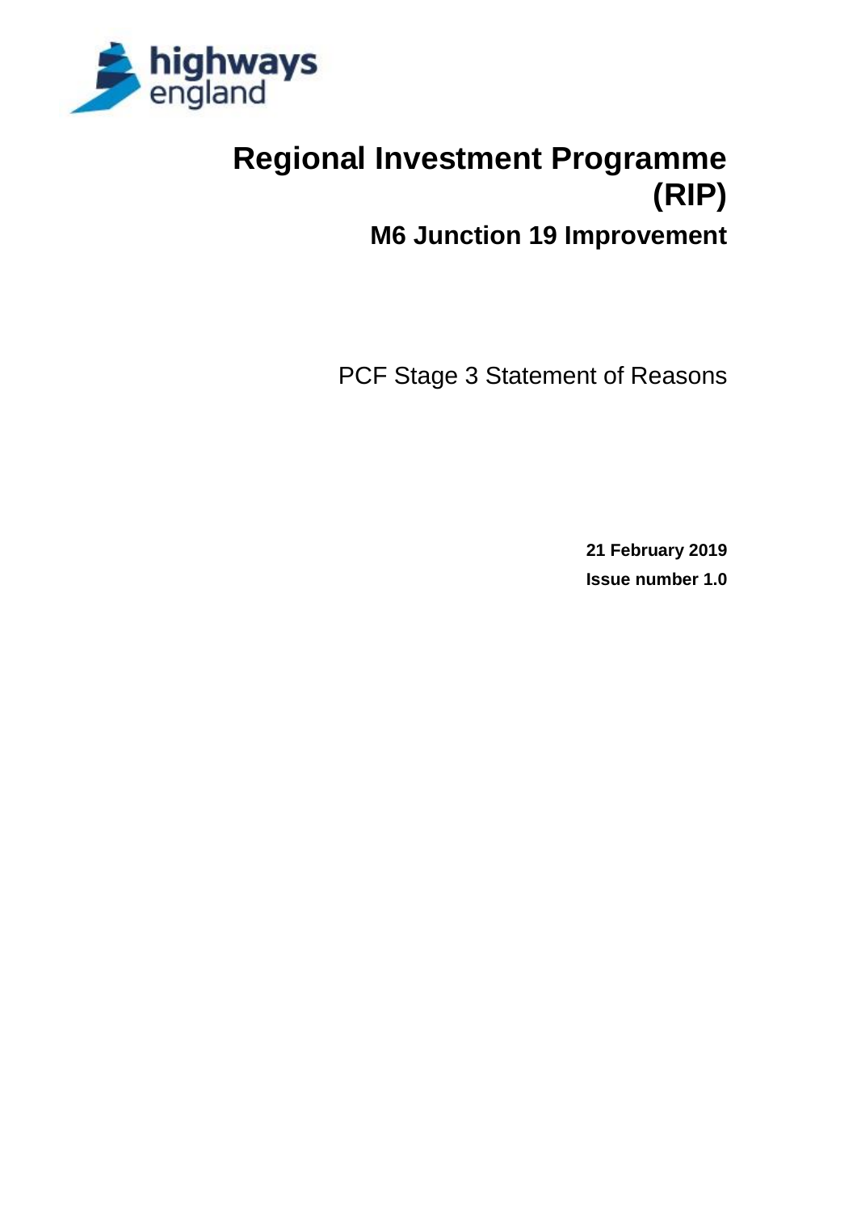highways england

# Regional Investment Programme (RIP)

## M6 Junction 19 Improvement

PCF Stage 3 Statement of Reasons

**21 February 2019**

**Issue number 1.0**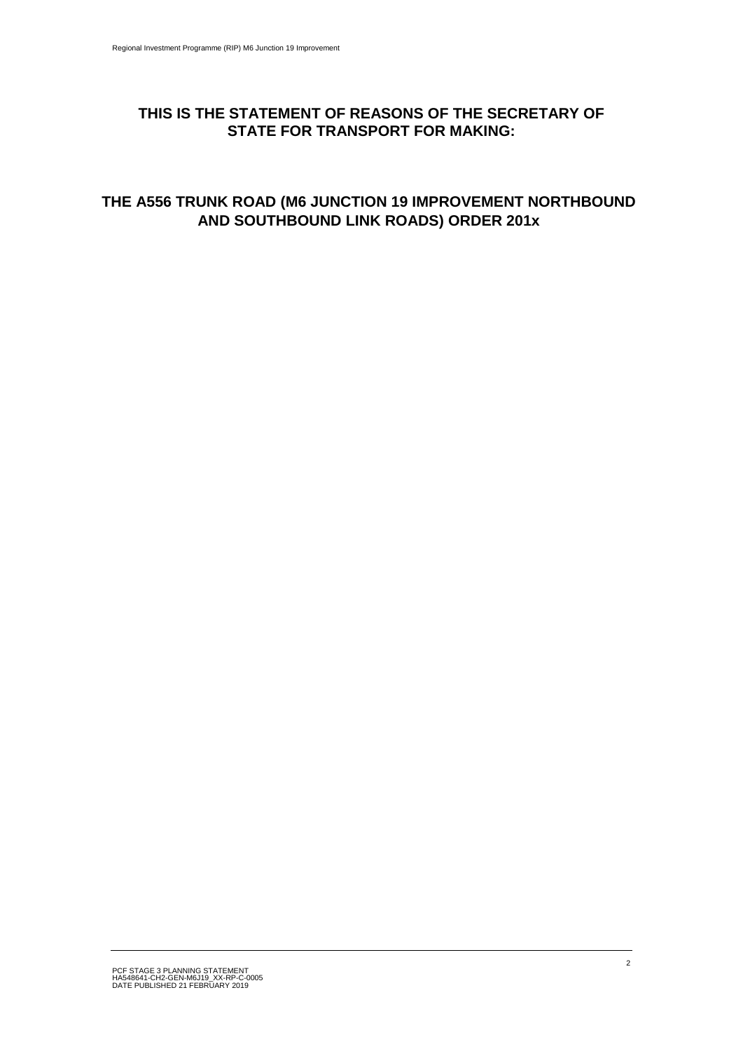## THIS IS THE STATEMENT OF REASONS OF THE SECRETARY OF STATE FOR TRANSPORT FOR MAKING:

## THE A556 TRUNK ROAD (M6 JUNCTION 19 IMPROVEMENT NORTHBOUND AND SOUTHBOUND LINK ROADS) ORDER 201x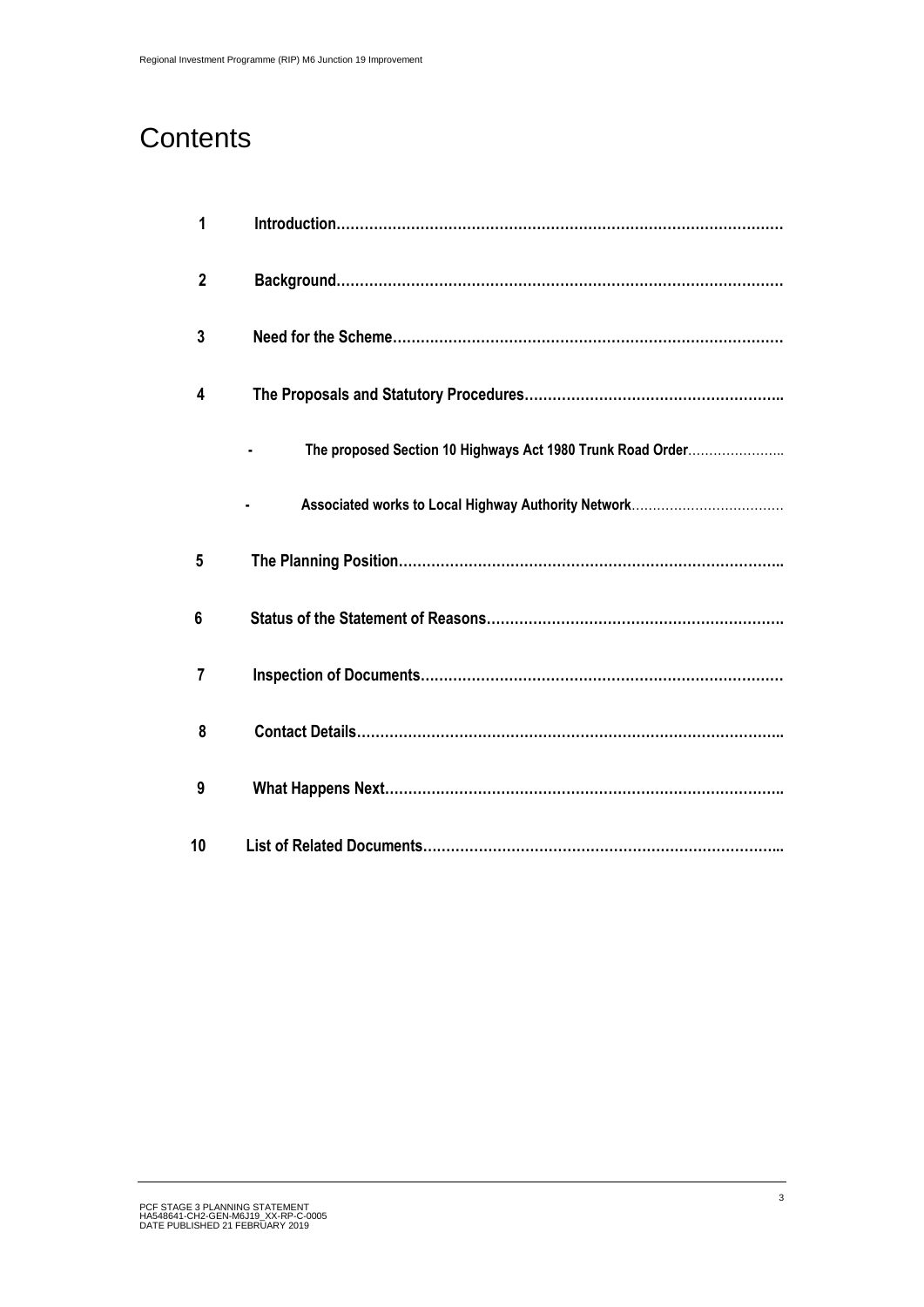# Contents

1 **Introduction**

2 **Background**

3 **Need for the Scheme**

4 **The Proposals and Statutory Procedures**

- **The proposed Section 10 Highways Act 1980 Trunk Road Order**
- **Associated works to Local Highway Authority Network**

5 **The Planning Position**

6 **Status of the Statement of Reasons**

7 **Inspection of Documents**

8 **Contact Details**

9 **What Happens Next**

10 **List of Related Documents**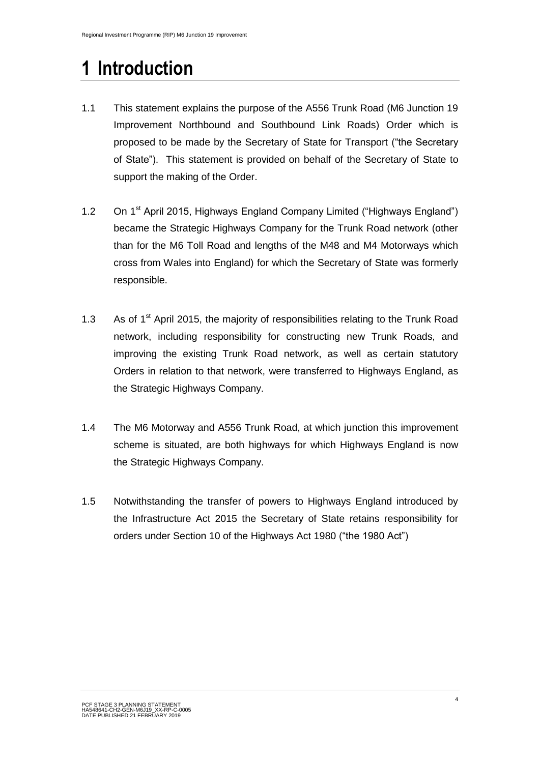# 1 Introduction

1.1 This statement explains the purpose of the A556 Trunk Road (M6 Junction 19 Improvement Northbound and Southbound Link Roads) Order which is proposed to be made by the Secretary of State for Transport ("the Secretary of State"). This statement is provided on behalf of the Secretary of State to support the making of the Order.

1.2 On 1st April 2015, Highways England Company Limited ("Highways England") became the Strategic Highways Company for the Trunk Road network (other than for the M6 Toll Road and lengths of the M48 and M4 Motorways which cross from Wales into England) for which the Secretary of State was formerly responsible.

1.3 As of 1st April 2015, the majority of responsibilities relating to the Trunk Road network, including responsibility for constructing new Trunk Roads, and improving the existing Trunk Road network, as well as certain statutory Orders in relation to that network, were transferred to Highways England, as the Strategic Highways Company.

1.4 The M6 Motorway and A556 Trunk Road, at which junction this improvement scheme is situated, are both highways for which Highways England is now the Strategic Highways Company.

1.5 Notwithstanding the transfer of powers to Highways England introduced by the Infrastructure Act 2015 the Secretary of State retains responsibility for orders under Section 10 of the Highways Act 1980 ("the 1980 Act")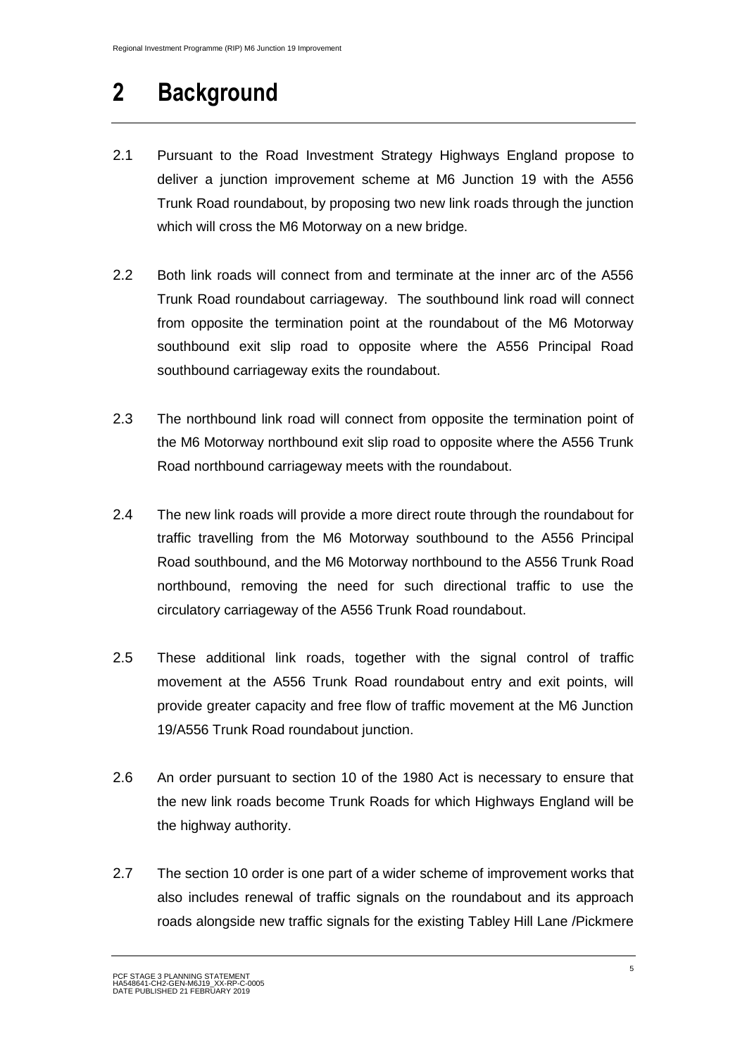# 2 Background

2.1 Pursuant to the Road Investment Strategy Highways England propose to deliver a junction improvement scheme at M6 Junction 19 with the A556 Trunk Road roundabout, by proposing two new link roads through the junction which will cross the M6 Motorway on a new bridge.

2.2 Both link roads will connect from and terminate at the inner arc of the A556 Trunk Road roundabout carriageway. The southbound link road will connect from opposite the termination point at the roundabout of the M6 Motorway southbound exit slip road to opposite where the A556 Principal Road southbound carriageway exits the roundabout.

2.3 The northbound link road will connect from opposite the termination point of the M6 Motorway northbound exit slip road to opposite where the A556 Trunk Road northbound carriageway meets with the roundabout.

2.4 The new link roads will provide a more direct route through the roundabout for traffic travelling from the M6 Motorway southbound to the A556 Principal Road southbound, and the M6 Motorway northbound to the A556 Trunk Road northbound, removing the need for such directional traffic to use the circulatory carriageway of the A556 Trunk Road roundabout.

2.5 These additional link roads, together with the signal control of traffic movement at the A556 Trunk Road roundabout entry and exit points, will provide greater capacity and free flow of traffic movement at the M6 Junction 19/A556 Trunk Road roundabout junction.

2.6 An order pursuant to section 10 of the 1980 Act is necessary to ensure that the new link roads become Trunk Roads for which Highways England will be the highway authority.

2.7 The section 10 order is one part of a wider scheme of improvement works that also includes renewal of traffic signals on the roundabout and its approach roads alongside new traffic signals for the existing Tabley Hill Lane /Pickmere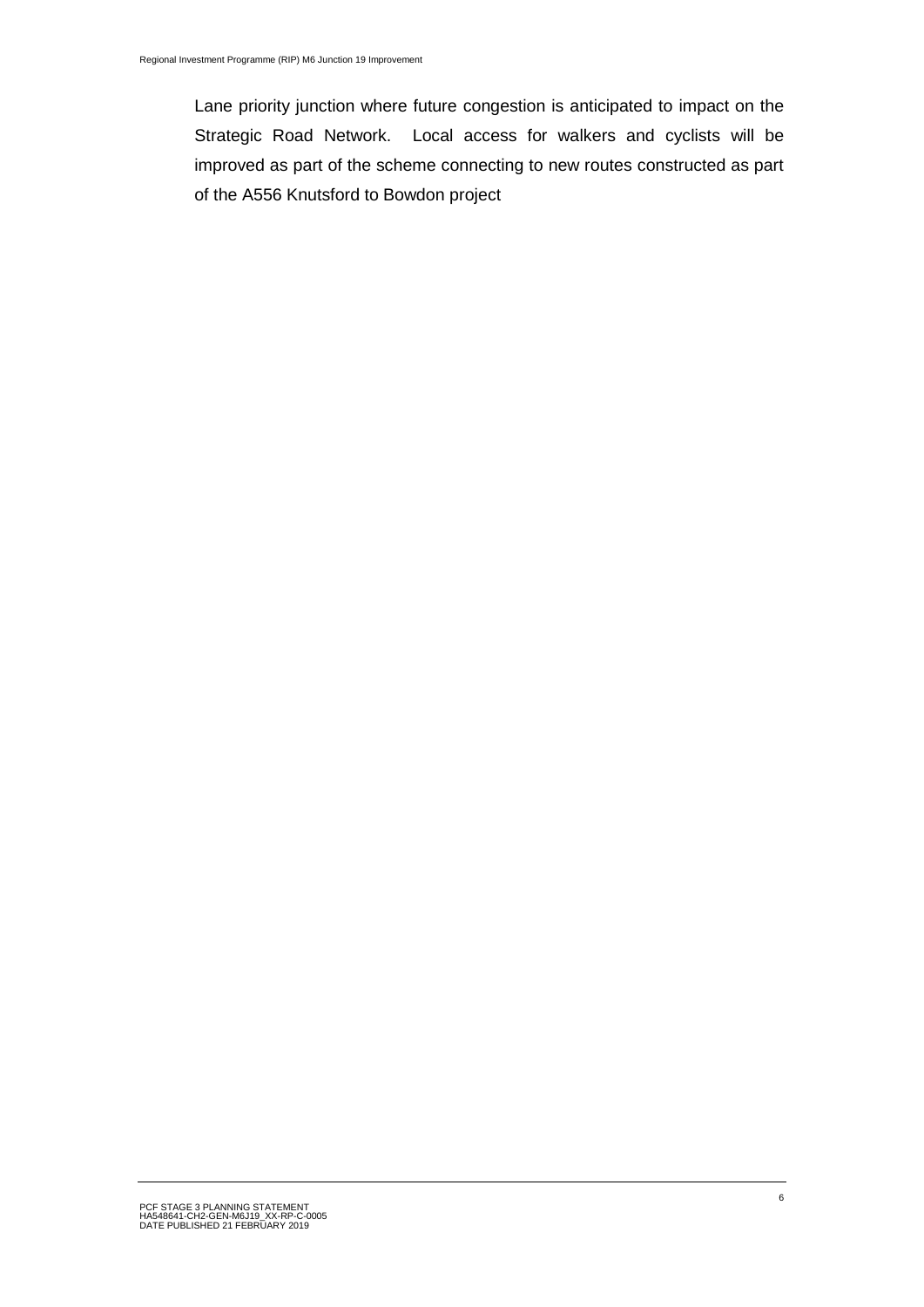Lane priority junction where future congestion is anticipated to impact on the Strategic Road Network. Local access for walkers and cyclists will be improved as part of the scheme connecting to new routes constructed as part of the A556 Knutsford to Bowdon project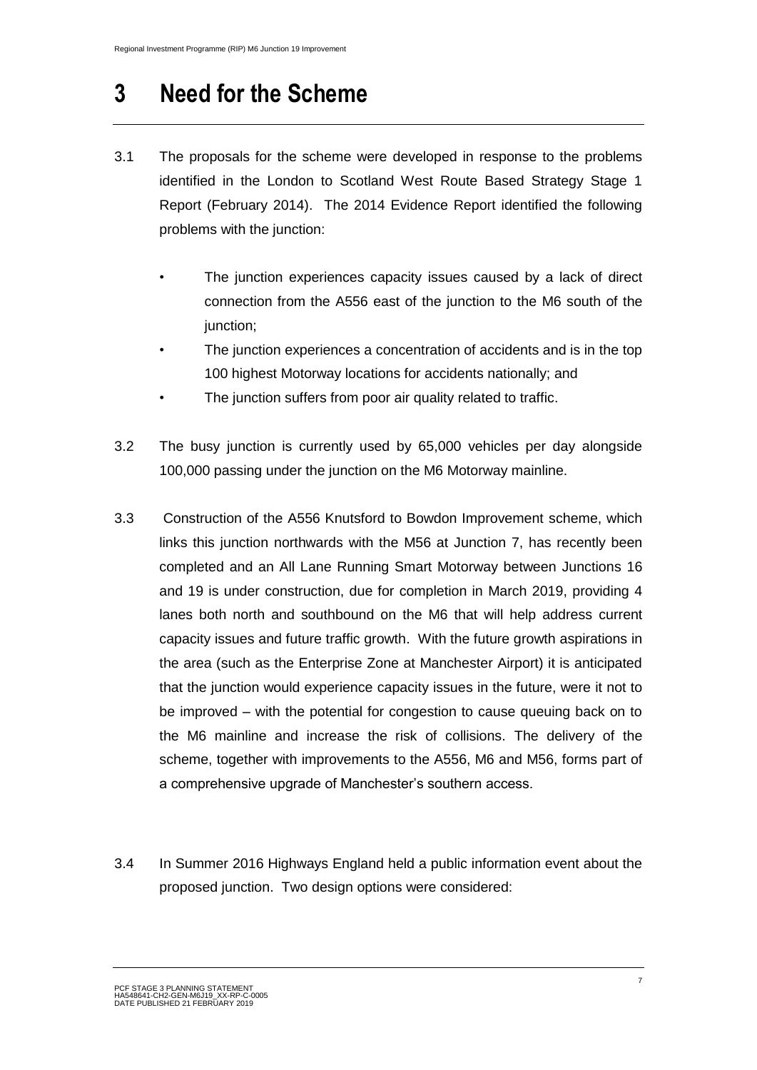# 3 Need for the Scheme

3.1 The proposals for the scheme were developed in response to the problems identified in the London to Scotland West Route Based Strategy Stage 1 Report (February 2014). The 2014 Evidence Report identified the following problems with the junction:

- The junction experiences capacity issues caused by a lack of direct connection from the A556 east of the junction to the M6 south of the junction;
- The junction experiences a concentration of accidents and is in the top 100 highest Motorway locations for accidents nationally; and
- The junction suffers from poor air quality related to traffic.

3.2 The busy junction is currently used by 65,000 vehicles per day alongside 100,000 passing under the junction on the M6 Motorway mainline.

3.3 Construction of the A556 Knutsford to Bowdon Improvement scheme, which links this junction northwards with the M56 at Junction 7, has recently been completed and an All Lane Running Smart Motorway between Junctions 16 and 19 is under construction, due for completion in March 2019, providing 4 lanes both north and southbound on the M6 that will help address current capacity issues and future traffic growth. With the future growth aspirations in the area (such as the Enterprise Zone at Manchester Airport) it is anticipated that the junction would experience capacity issues in the future, were it not to be improved – with the potential for congestion to cause queuing back on to the M6 mainline and increase the risk of collisions. The delivery of the scheme, together with improvements to the A556, M6 and M56, forms part of a comprehensive upgrade of Manchester's southern access.

3.4 In Summer 2016 Highways England held a public information event about the proposed junction. Two design options were considered: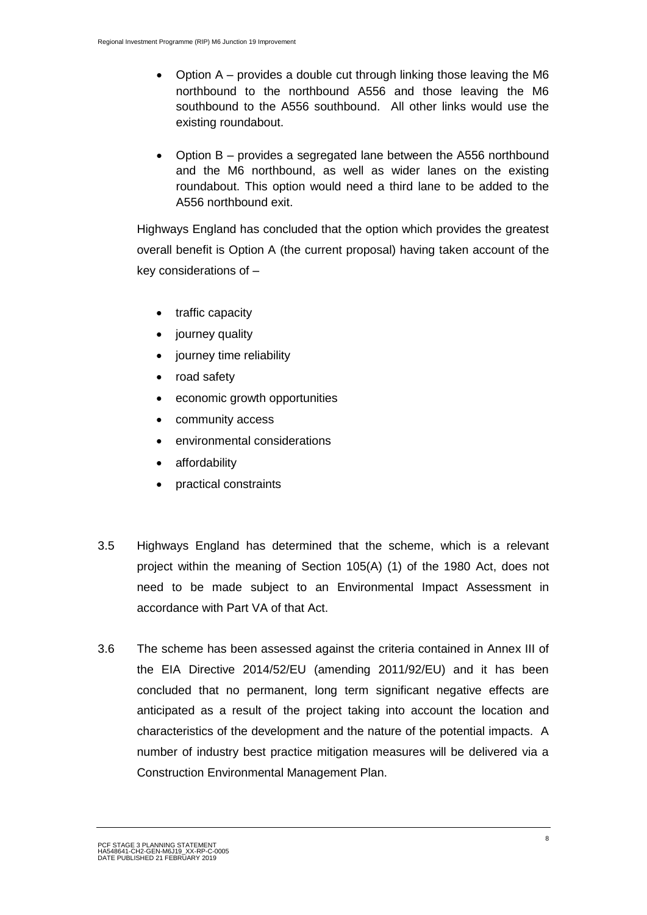- Option A – provides a double cut through linking those leaving the M6 northbound to the northbound A556 and those leaving the M6 southbound to the A556 southbound. All other links would use the existing roundabout.

- Option B – provides a segregated lane between the A556 northbound and the M6 northbound, as well as wider lanes on the existing roundabout. This option would need a third lane to be added to the A556 northbound exit.

Highways England has concluded that the option which provides the greatest overall benefit is Option A (the current proposal) having taken account of the key considerations of –

- traffic capacity
- journey quality
- journey time reliability
- road safety
- economic growth opportunities
- community access
- environmental considerations
- affordability
- practical constraints

3.5 Highways England has determined that the scheme, which is a relevant project within the meaning of Section 105(A) (1) of the 1980 Act, does not need to be made subject to an Environmental Impact Assessment in accordance with Part VA of that Act.

3.6 The scheme has been assessed against the criteria contained in Annex III of the EIA Directive 2014/52/EU (amending 2011/92/EU) and it has been concluded that no permanent, long term significant negative effects are anticipated as a result of the project taking into account the location and characteristics of the development and the nature of the potential impacts. A number of industry best practice mitigation measures will be delivered via a Construction Environmental Management Plan.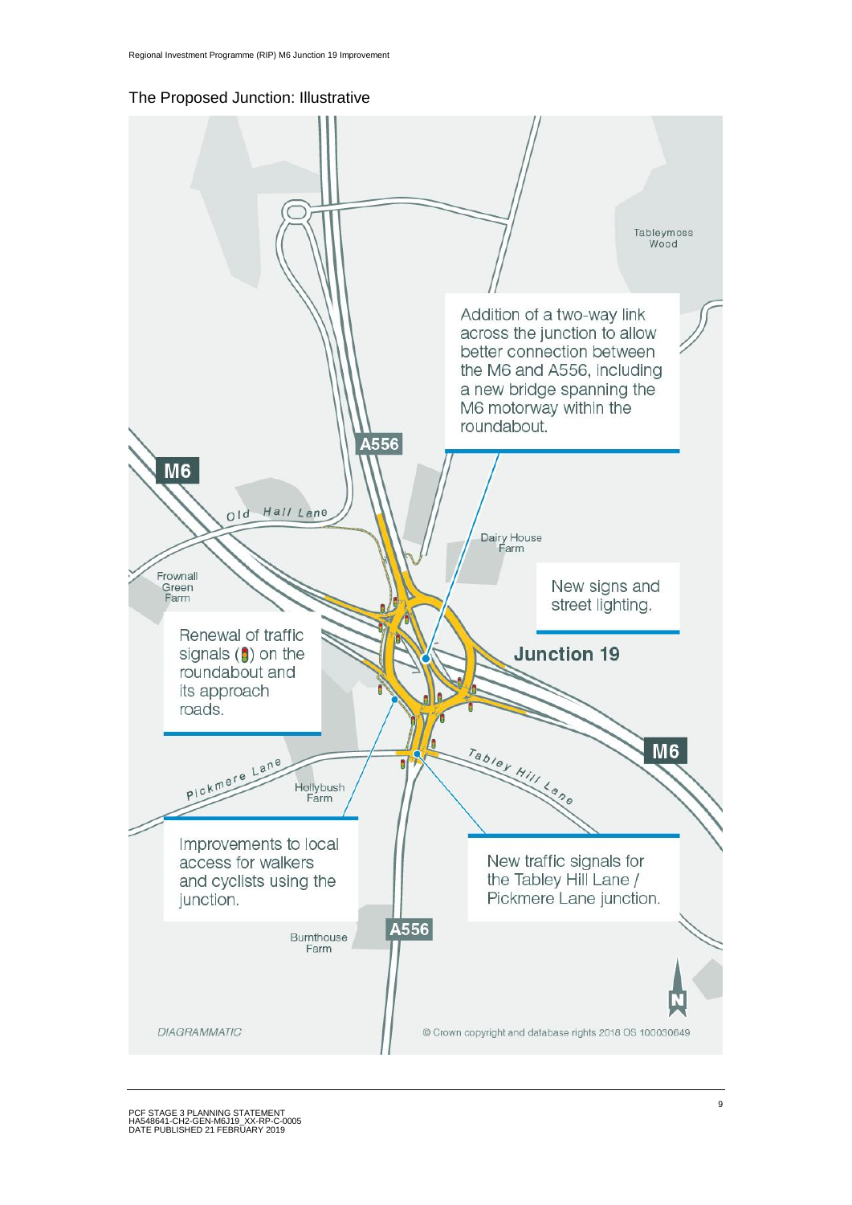## The Proposed Junction: Illustrative

Addition of a two-way link across the junction to allow better connection between the M6 and A556, including a new bridge spanning the M6 motorway within the roundabout.

New signs and street lighting.

Renewal of traffic signals on the roundabout and its approach roads.

Improvements to local access for walkers and cyclists using the junction.

New traffic signals for the Tabley Hill Lane / Pickmere Lane junction.

Tableymoss Wood

A556

M6

Old Hall Lane

Dairy House Farm

Frownall Green Farm

Junction 19

M6

Tabley Hill Lane

Pickmere Lane

Hollybush Farm

A556

Burnthouse Farm

N

DIAGRAMMATIC

© Crown copyright and database rights 2018 OS 100030649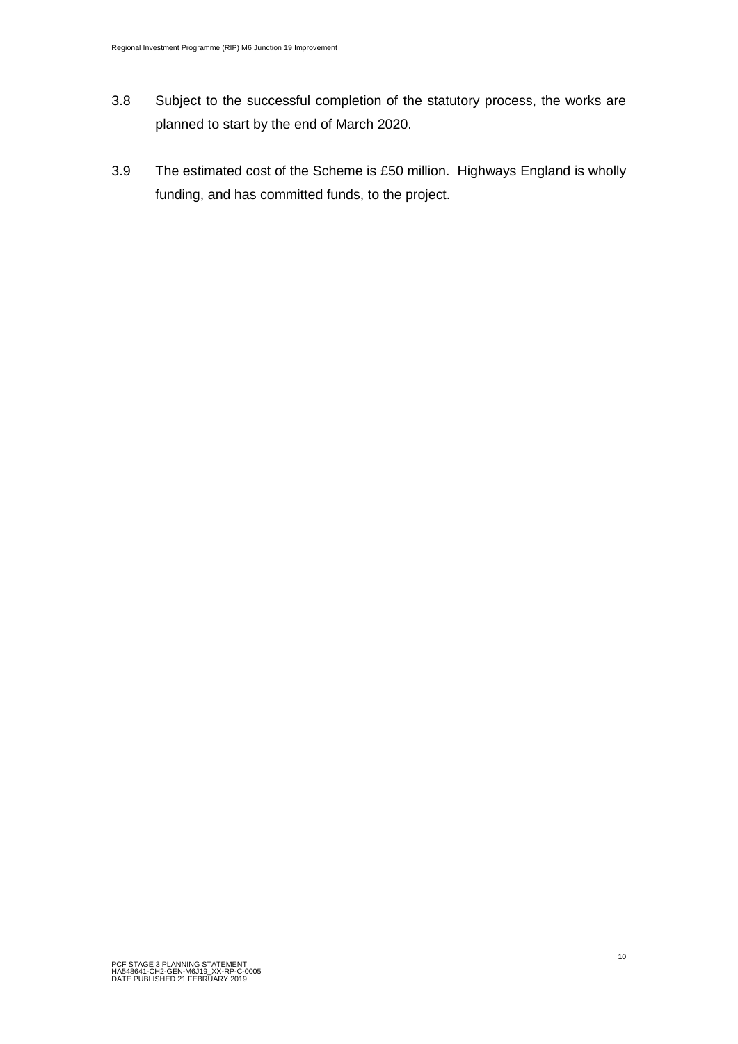3.8 Subject to the successful completion of the statutory process, the works are planned to start by the end of March 2020.

3.9 The estimated cost of the Scheme is £50 million. Highways England is wholly funding, and has committed funds, to the project.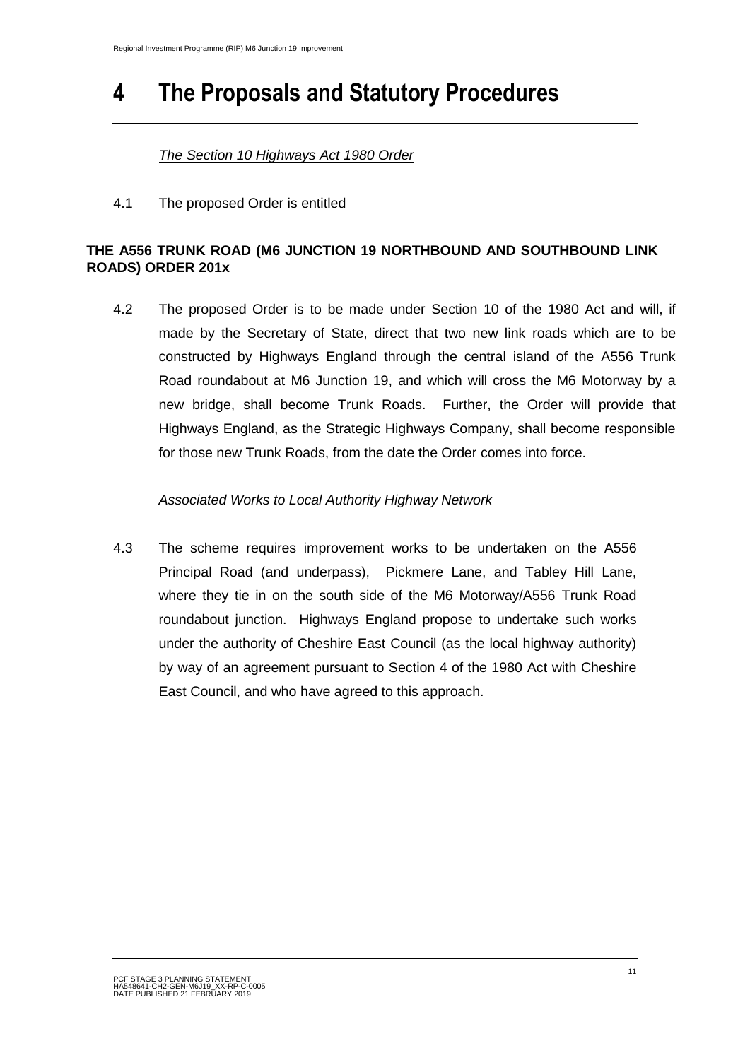# 4 The Proposals and Statutory Procedures

*The Section 10 Highways Act 1980 Order*

4.1 The proposed Order is entitled

**THE A556 TRUNK ROAD (M6 JUNCTION 19 NORTHBOUND AND SOUTHBOUND LINK ROADS) ORDER 201x**

4.2 The proposed Order is to be made under Section 10 of the 1980 Act and will, if made by the Secretary of State, direct that two new link roads which are to be constructed by Highways England through the central island of the A556 Trunk Road roundabout at M6 Junction 19, and which will cross the M6 Motorway by a new bridge, shall become Trunk Roads. Further, the Order will provide that Highways England, as the Strategic Highways Company, shall become responsible for those new Trunk Roads, from the date the Order comes into force.

*Associated Works to Local Authority Highway Network*

4.3 The scheme requires improvement works to be undertaken on the A556 Principal Road (and underpass), Pickmere Lane, and Tabley Hill Lane, where they tie in on the south side of the M6 Motorway/A556 Trunk Road roundabout junction. Highways England propose to undertake such works under the authority of Cheshire East Council (as the local highway authority) by way of an agreement pursuant to Section 4 of the 1980 Act with Cheshire East Council, and who have agreed to this approach.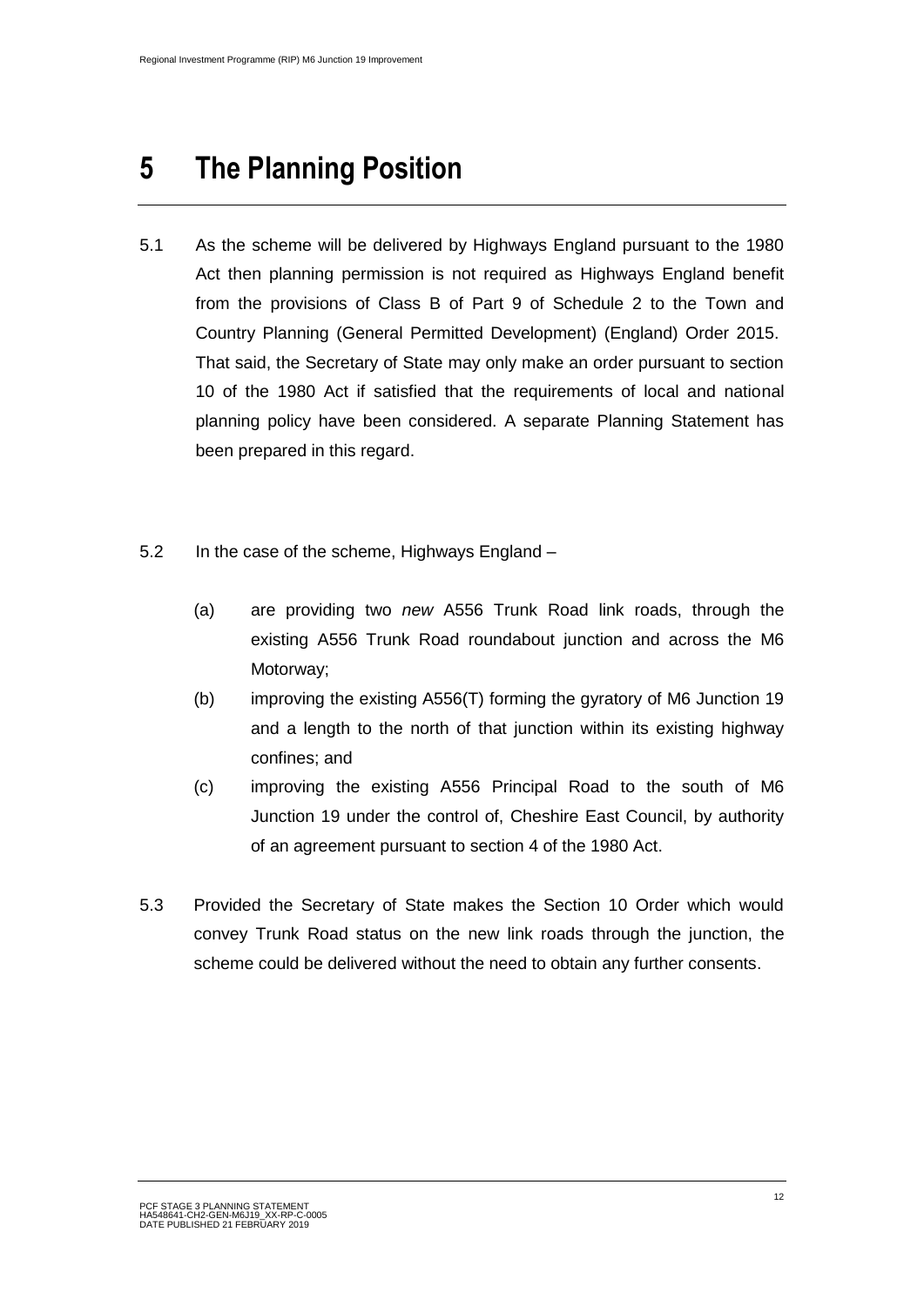# 5 The Planning Position

5.1 As the scheme will be delivered by Highways England pursuant to the 1980 Act then planning permission is not required as Highways England benefit from the provisions of Class B of Part 9 of Schedule 2 to the Town and Country Planning (General Permitted Development) (England) Order 2015. That said, the Secretary of State may only make an order pursuant to section 10 of the 1980 Act if satisfied that the requirements of local and national planning policy have been considered. A separate Planning Statement has been prepared in this regard.

5.2 In the case of the scheme, Highways England –

(a) are providing two *new* A556 Trunk Road link roads, through the existing A556 Trunk Road roundabout junction and across the M6 Motorway;

(b) improving the existing A556(T) forming the gyratory of M6 Junction 19 and a length to the north of that junction within its existing highway confines; and

(c) improving the existing A556 Principal Road to the south of M6 Junction 19 under the control of, Cheshire East Council, by authority of an agreement pursuant to section 4 of the 1980 Act.

5.3 Provided the Secretary of State makes the Section 10 Order which would convey Trunk Road status on the new link roads through the junction, the scheme could be delivered without the need to obtain any further consents.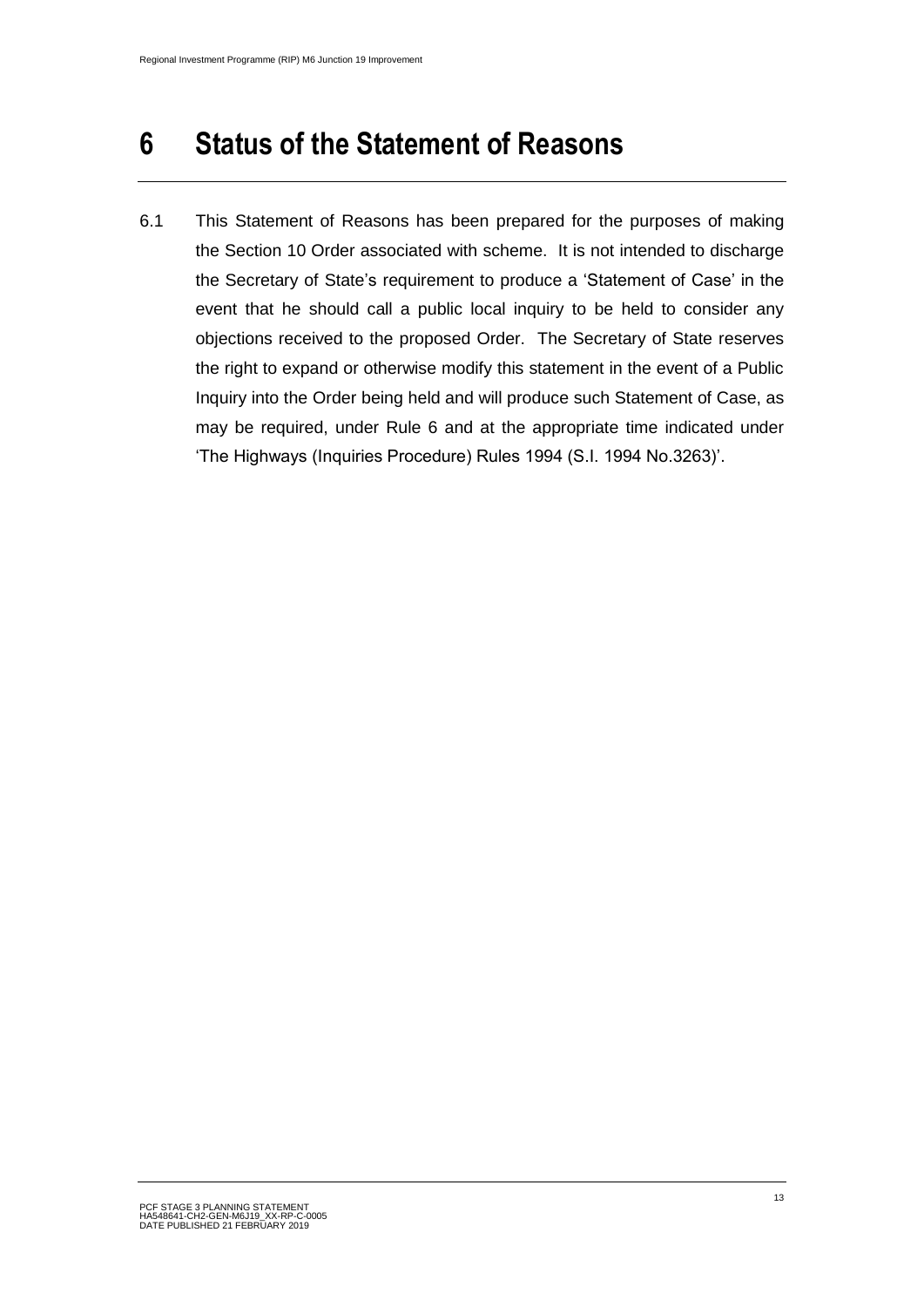# 6 Status of the Statement of Reasons

6.1 This Statement of Reasons has been prepared for the purposes of making the Section 10 Order associated with scheme. It is not intended to discharge the Secretary of State's requirement to produce a 'Statement of Case' in the event that he should call a public local inquiry to be held to consider any objections received to the proposed Order. The Secretary of State reserves the right to expand or otherwise modify this statement in the event of a Public Inquiry into the Order being held and will produce such Statement of Case, as may be required, under Rule 6 and at the appropriate time indicated under 'The Highways (Inquiries Procedure) Rules 1994 (S.I. 1994 No.3263)'.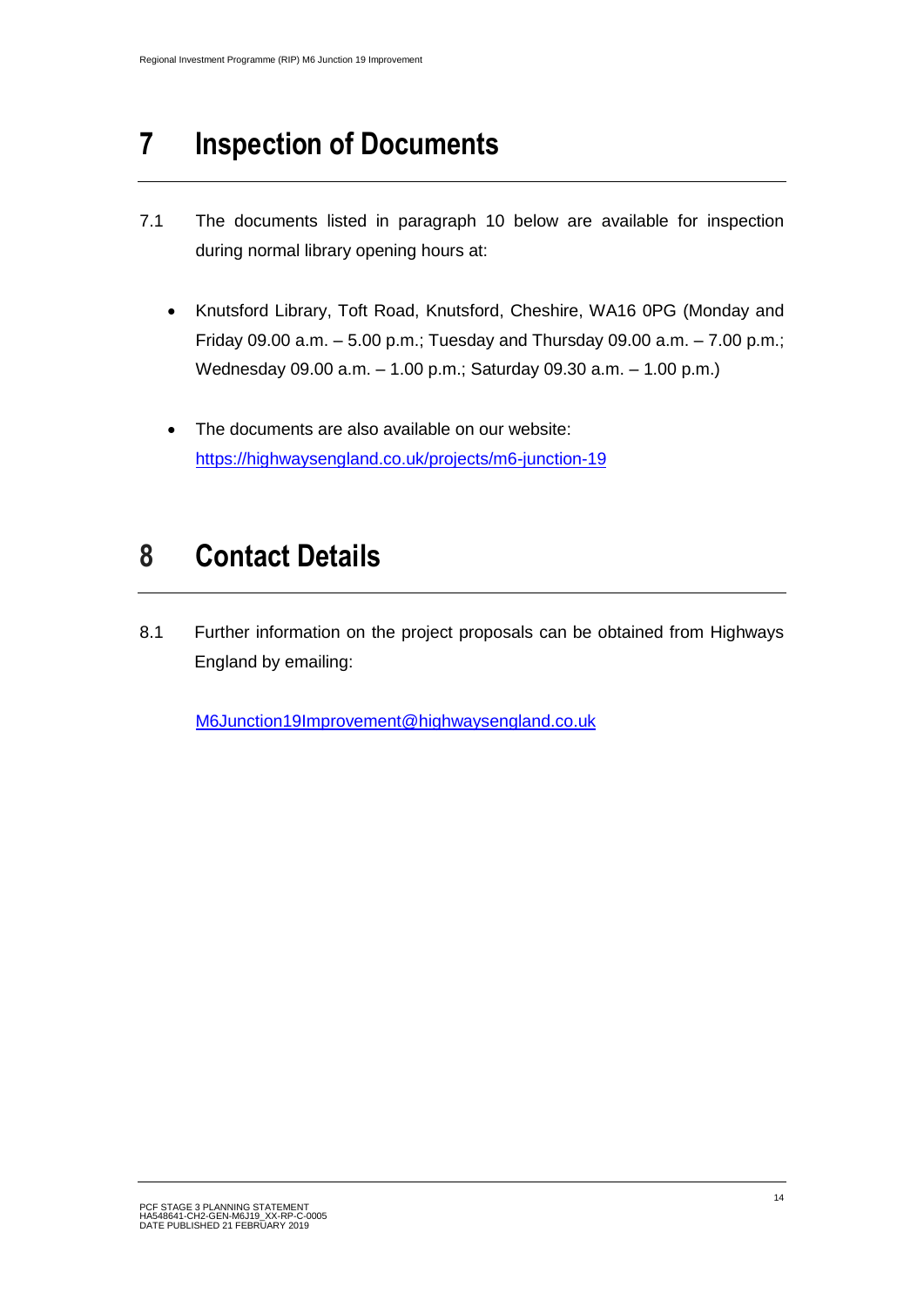# 7 Inspection of Documents

7.1 The documents listed in paragraph 10 below are available for inspection during normal library opening hours at:

- Knutsford Library, Toft Road, Knutsford, Cheshire, WA16 0PG (Monday and Friday 09.00 a.m. – 5.00 p.m.; Tuesday and Thursday 09.00 a.m. – 7.00 p.m.; Wednesday 09.00 a.m. – 1.00 p.m.; Saturday 09.30 a.m. – 1.00 p.m.)

- The documents are also available on our website: https://highwaysengland.co.uk/projects/m6-junction-19

# 8 Contact Details

8.1 Further information on the project proposals can be obtained from Highways England by emailing:

M6Junction19Improvement@highwaysengland.co.uk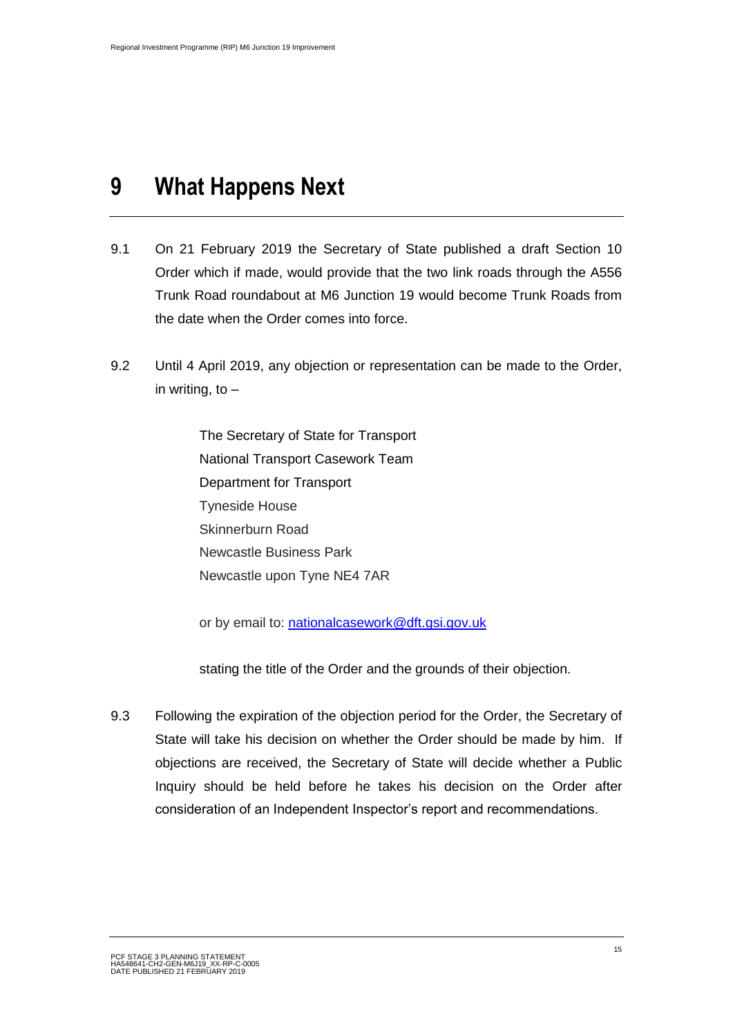# 9 What Happens Next

9.1 On 21 February 2019 the Secretary of State published a draft Section 10 Order which if made, would provide that the two link roads through the A556 Trunk Road roundabout at M6 Junction 19 would become Trunk Roads from the date when the Order comes into force.

9.2 Until 4 April 2019, any objection or representation can be made to the Order, in writing, to –

The Secretary of State for Transport
National Transport Casework Team
Department for Transport
Tyneside House
Skinnerburn Road
Newcastle Business Park
Newcastle upon Tyne NE4 7AR

or by email to: [nationalcasework@dft.gsi.gov.uk](mailto:nationalcasework@dft.gsi.gov.uk)

stating the title of the Order and the grounds of their objection.

9.3 Following the expiration of the objection period for the Order, the Secretary of State will take his decision on whether the Order should be made by him. If objections are received, the Secretary of State will decide whether a Public Inquiry should be held before he takes his decision on the Order after consideration of an Independent Inspector's report and recommendations.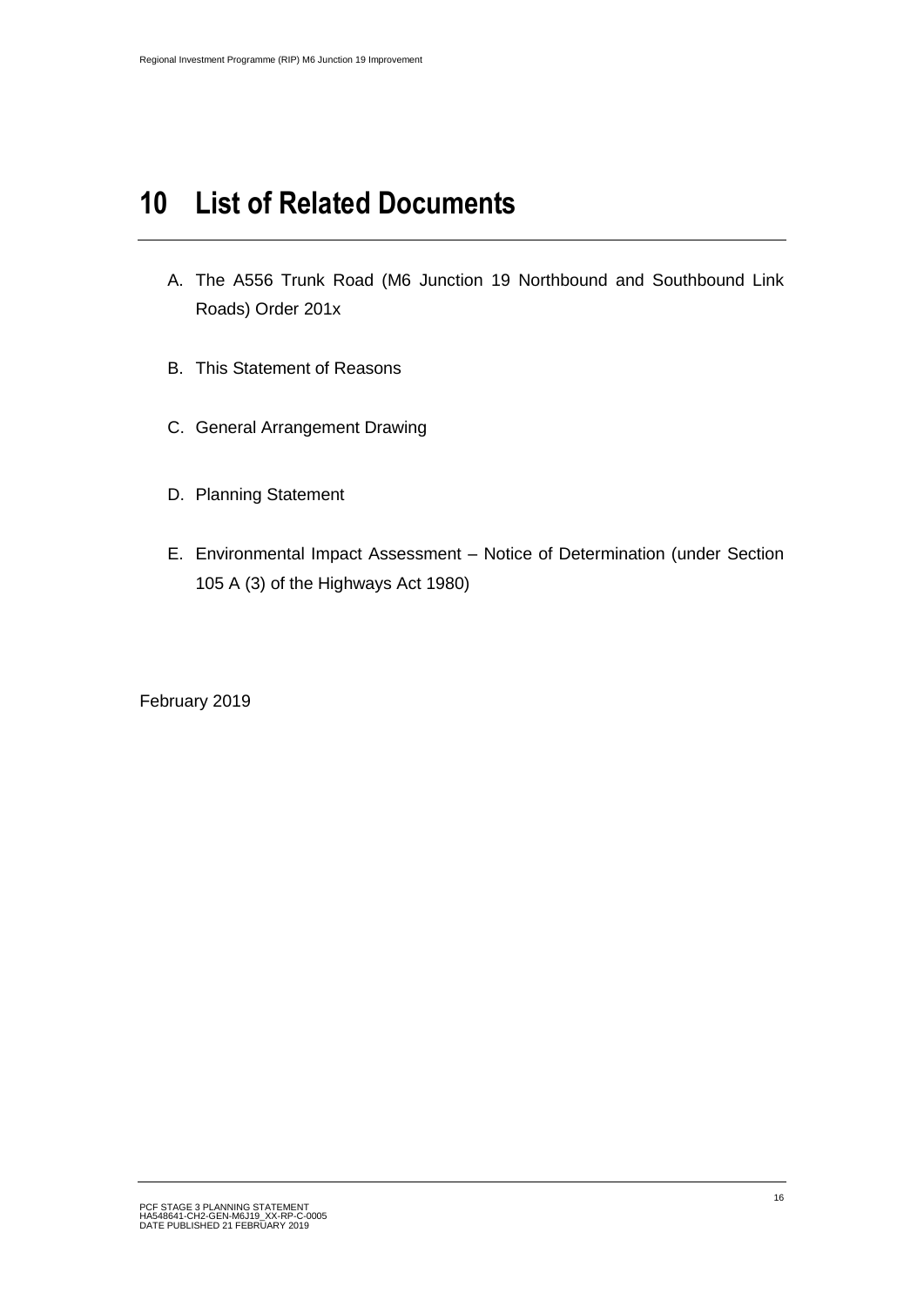# 10 List of Related Documents

A. The A556 Trunk Road (M6 Junction 19 Northbound and Southbound Link Roads) Order 201x

B. This Statement of Reasons

C. General Arrangement Drawing

D. Planning Statement

E. Environmental Impact Assessment – Notice of Determination (under Section 105 A (3) of the Highways Act 1980)

February 2019